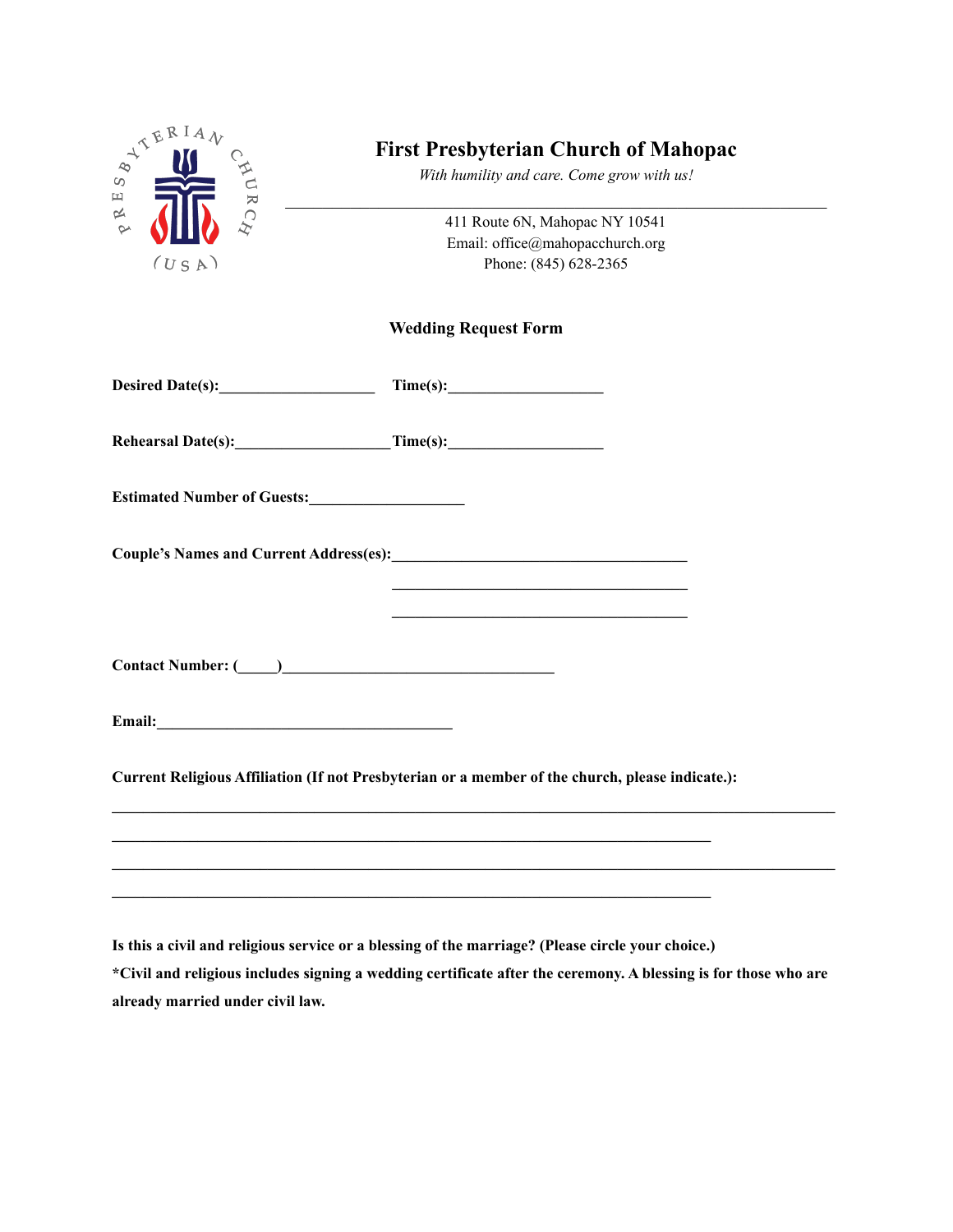PRESBYTERIAN CHURCH (USA)

# First Presbyterian Church of Mahopac

*With humility and care. Come grow with us!*

---

411 Route 6N, Mahopac NY 10541
Email: office@mahopacchurch.org
Phone: (845) 628-2365

## Wedding Request Form

**Desired Date(s):____________________ Time(s):____________________**

**Rehearsal Date(s):____________________Time(s):____________________**

**Estimated Number of Guests:____________________**

**Couple's Names and Current Address(es):______________________________________**

______________________________________

______________________________________

**Contact Number: (_____)___________________________________**

**Email:______________________________________**

**Current Religious Affiliation (If not Presbyterian or a member of the church, please indicate.):**

______________________________________________________________________________________________

______________________________________________________________________________

______________________________________________________________________________________________

______________________________________________________________________________

**Is this a civil and religious service or a blessing of the marriage? (Please circle your choice.)**

**\*Civil and religious includes signing a wedding certificate after the ceremony. A blessing is for those who are already married under civil law.**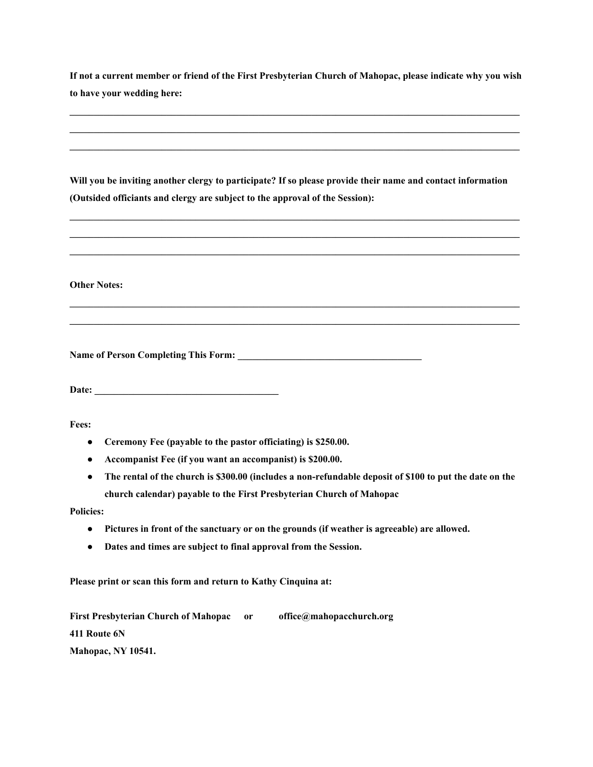**If not a current member or friend of the First Presbyterian Church of Mahopac, please indicate why you wish to have your wedding here:**

\_\_\_\_\_\_\_\_\_\_\_\_\_\_\_\_\_\_\_\_\_\_\_\_\_\_\_\_\_\_\_\_\_\_\_\_\_\_\_\_\_\_\_\_\_\_\_\_\_\_\_\_\_\_\_\_\_\_\_\_\_\_\_\_\_\_\_\_\_\_\_\_\_\_\_\_\_\_\_\_\_\_

\_\_\_\_\_\_\_\_\_\_\_\_\_\_\_\_\_\_\_\_\_\_\_\_\_\_\_\_\_\_\_\_\_\_\_\_\_\_\_\_\_\_\_\_\_\_\_\_\_\_\_\_\_\_\_\_\_\_\_\_\_\_\_\_\_\_\_\_\_\_\_\_\_\_\_\_\_\_\_\_\_\_

\_\_\_\_\_\_\_\_\_\_\_\_\_\_\_\_\_\_\_\_\_\_\_\_\_\_\_\_\_\_\_\_\_\_\_\_\_\_\_\_\_\_\_\_\_\_\_\_\_\_\_\_\_\_\_\_\_\_\_\_\_\_\_\_\_\_\_\_\_\_\_\_\_\_\_\_\_\_\_\_\_\_

**Will you be inviting another clergy to participate? If so please provide their name and contact information (Outsided officiants and clergy are subject to the approval of the Session):**

\_\_\_\_\_\_\_\_\_\_\_\_\_\_\_\_\_\_\_\_\_\_\_\_\_\_\_\_\_\_\_\_\_\_\_\_\_\_\_\_\_\_\_\_\_\_\_\_\_\_\_\_\_\_\_\_\_\_\_\_\_\_\_\_\_\_\_\_\_\_\_\_\_\_\_\_\_\_\_\_\_\_

\_\_\_\_\_\_\_\_\_\_\_\_\_\_\_\_\_\_\_\_\_\_\_\_\_\_\_\_\_\_\_\_\_\_\_\_\_\_\_\_\_\_\_\_\_\_\_\_\_\_\_\_\_\_\_\_\_\_\_\_\_\_\_\_\_\_\_\_\_\_\_\_\_\_\_\_\_\_\_\_\_\_

\_\_\_\_\_\_\_\_\_\_\_\_\_\_\_\_\_\_\_\_\_\_\_\_\_\_\_\_\_\_\_\_\_\_\_\_\_\_\_\_\_\_\_\_\_\_\_\_\_\_\_\_\_\_\_\_\_\_\_\_\_\_\_\_\_\_\_\_\_\_\_\_\_\_\_\_\_\_\_\_\_\_

**Other Notes:**

\_\_\_\_\_\_\_\_\_\_\_\_\_\_\_\_\_\_\_\_\_\_\_\_\_\_\_\_\_\_\_\_\_\_\_\_\_\_\_\_\_\_\_\_\_\_\_\_\_\_\_\_\_\_\_\_\_\_\_\_\_\_\_\_\_\_\_\_\_\_\_\_\_\_\_\_\_\_\_\_\_\_

\_\_\_\_\_\_\_\_\_\_\_\_\_\_\_\_\_\_\_\_\_\_\_\_\_\_\_\_\_\_\_\_\_\_\_\_\_\_\_\_\_\_\_\_\_\_\_\_\_\_\_\_\_\_\_\_\_\_\_\_\_\_\_\_\_\_\_\_\_\_\_\_\_\_\_\_\_\_\_\_\_\_

**Name of Person Completing This Form: \_\_\_\_\_\_\_\_\_\_\_\_\_\_\_\_\_\_\_\_\_\_\_\_\_\_\_\_\_\_\_\_\_\_\_\_\_\_**

**Date: \_\_\_\_\_\_\_\_\_\_\_\_\_\_\_\_\_\_\_\_\_\_\_\_\_\_\_\_\_\_\_\_\_\_\_\_\_\_**

**Fees:**

- **Ceremony Fee (payable to the pastor officiating) is $250.00.**
- **Accompanist Fee (if you want an accompanist) is $200.00.**
- **The rental of the church is $300.00 (includes a non-refundable deposit of $100 to put the date on the church calendar) payable to the First Presbyterian Church of Mahopac**

**Policies:**

- **Pictures in front of the sanctuary or on the grounds (if weather is agreeable) are allowed.**
- **Dates and times are subject to final approval from the Session.**

**Please print or scan this form and return to Kathy Cinquina at:**

**First Presbyterian Church of Mahopac or office@mahopacchurch.org**
**411 Route 6N**
**Mahopac, NY 10541.**